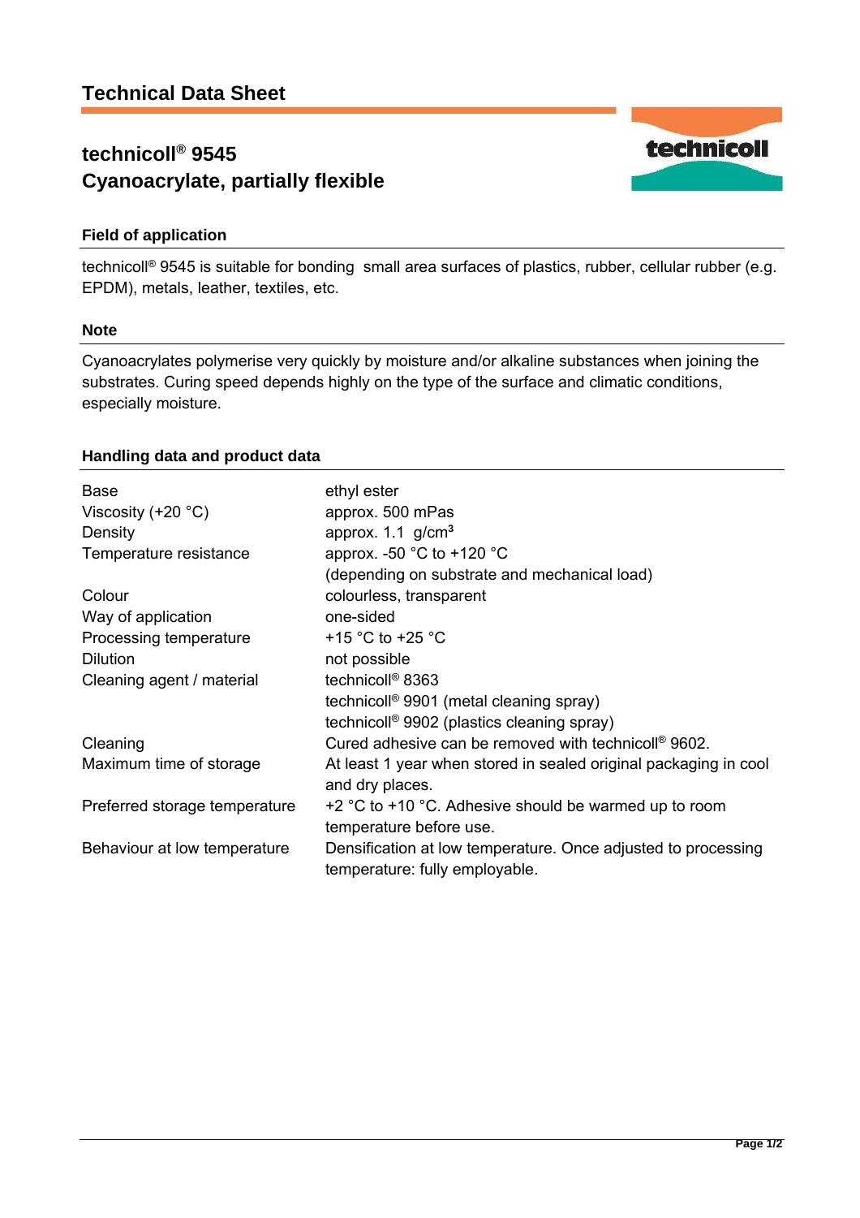# Technical Data Sheet

## technicoll® 9545
## Cyanoacrylate, partially flexible

### Field of application

technicoll® 9545 is suitable for bonding small area surfaces of plastics, rubber, cellular rubber (e.g. EPDM), metals, leather, textiles, etc.

### Note

Cyanoacrylates polymerise very quickly by moisture and/or alkaline substances when joining the substrates. Curing speed depends highly on the type of the surface and climatic conditions, especially moisture.

### Handling data and product data

| | |
|---|---|
| Base | ethyl ester |
| Viscosity (+20 °C) | approx. 500 mPas |
| Density | approx. 1.1 g/cm³ |
| Temperature resistance | approx. -50 °C to +120 °C (depending on substrate and mechanical load) |
| Colour | colourless, transparent |
| Way of application | one-sided |
| Processing temperature | +15 °C to +25 °C |
| Dilution | not possible |
| Cleaning agent / material | technicoll® 8363<br>technicoll® 9901 (metal cleaning spray)<br>technicoll® 9902 (plastics cleaning spray) |
| Cleaning | Cured adhesive can be removed with technicoll® 9602. |
| Maximum time of storage | At least 1 year when stored in sealed original packaging in cool and dry places. |
| Preferred storage temperature | +2 °C to +10 °C. Adhesive should be warmed up to room temperature before use. |
| Behaviour at low temperature | Densification at low temperature. Once adjusted to processing temperature: fully employable. |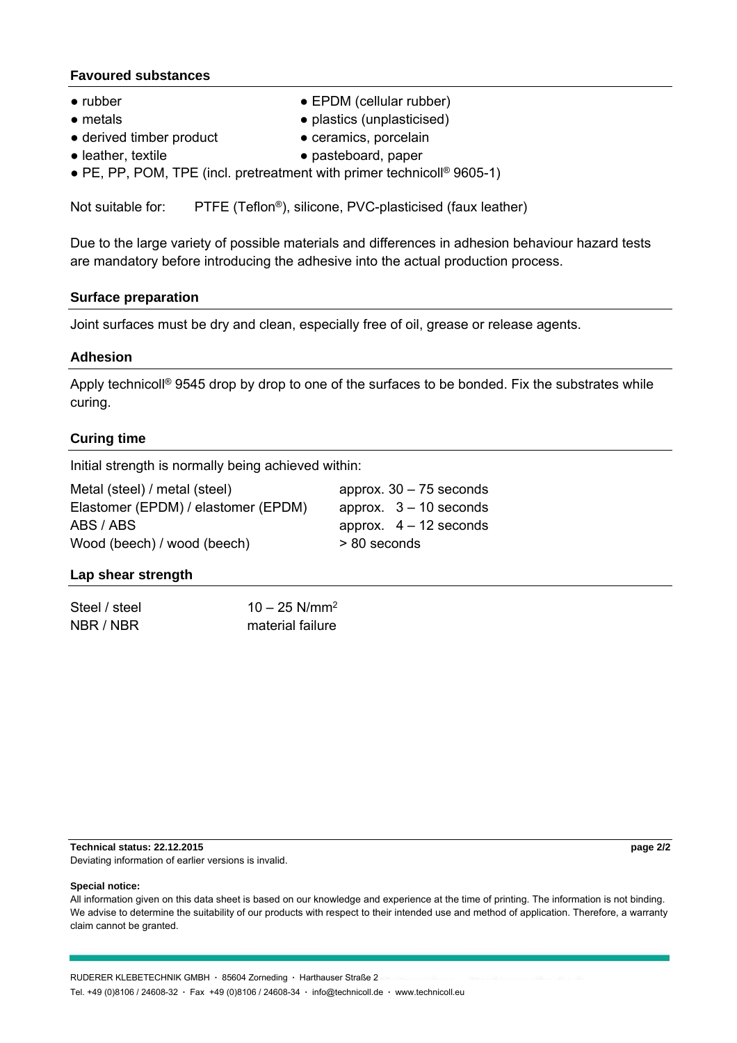## Favoured substances

- rubber
- metals
- derived timber product
- leather, textile
- EPDM (cellular rubber)
- plastics (unplasticised)
- ceramics, porcelain
- pasteboard, paper
- PE, PP, POM, TPE (incl. pretreatment with primer technicoll® 9605-1)

Not suitable for: PTFE (Teflon®), silicone, PVC-plasticised (faux leather)

Due to the large variety of possible materials and differences in adhesion behaviour hazard tests are mandatory before introducing the adhesive into the actual production process.

## Surface preparation

Joint surfaces must be dry and clean, especially free of oil, grease or release agents.

## Adhesion

Apply technicoll® 9545 drop by drop to one of the surfaces to be bonded. Fix the substrates while curing.

## Curing time

Initial strength is normally being achieved within:

| | |
|---|---|
| Metal (steel) / metal (steel) | approx. 30 – 75 seconds |
| Elastomer (EPDM) / elastomer (EPDM) | approx. 3 – 10 seconds |
| ABS / ABS | approx. 4 – 12 seconds |
| Wood (beech) / wood (beech) | > 80 seconds |

## Lap shear strength

| | |
|---|---|
| Steel / steel | 10 – 25 N/mm² |
| NBR / NBR | material failure |

**Technical status: 22.12.2015**

Deviating information of earlier versions is invalid.

**Special notice:**

All information given on this data sheet is based on our knowledge and experience at the time of printing. The information is not binding. We advise to determine the suitability of our products with respect to their intended use and method of application. Therefore, a warranty claim cannot be granted.

RUDERER KLEBETECHNIK GMBH · 85604 Zorneding · Harthauser Straße 2

Tel. +49 (0)8106 / 24608-32 · Fax +49 (0)8106 / 24608-34 · info@technicoll.de · www.technicoll.eu